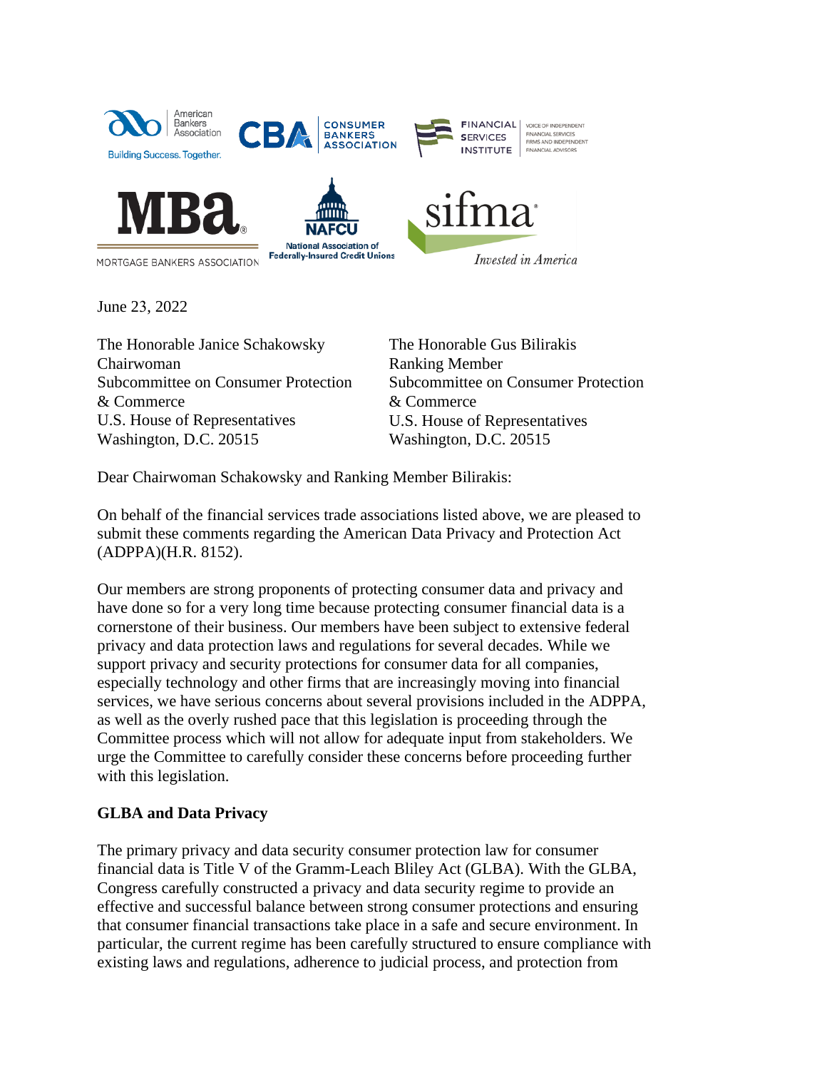June 23, 2022

The Honorable Janice Schakowsky
Chairwoman
Subcommittee on Consumer Protection & Commerce
U.S. House of Representatives
Washington, D.C. 20515

The Honorable Gus Bilirakis
Ranking Member
Subcommittee on Consumer Protection & Commerce
U.S. House of Representatives
Washington, D.C. 20515

Dear Chairwoman Schakowsky and Ranking Member Bilirakis:

On behalf of the financial services trade associations listed above, we are pleased to submit these comments regarding the American Data Privacy and Protection Act (ADPPA)(H.R. 8152).

Our members are strong proponents of protecting consumer data and privacy and have done so for a very long time because protecting consumer financial data is a cornerstone of their business. Our members have been subject to extensive federal privacy and data protection laws and regulations for several decades. While we support privacy and security protections for consumer data for all companies, especially technology and other firms that are increasingly moving into financial services, we have serious concerns about several provisions included in the ADPPA, as well as the overly rushed pace that this legislation is proceeding through the Committee process which will not allow for adequate input from stakeholders. We urge the Committee to carefully consider these concerns before proceeding further with this legislation.

**GLBA and Data Privacy**

The primary privacy and data security consumer protection law for consumer financial data is Title V of the Gramm-Leach Bliley Act (GLBA). With the GLBA, Congress carefully constructed a privacy and data security regime to provide an effective and successful balance between strong consumer protections and ensuring that consumer financial transactions take place in a safe and secure environment. In particular, the current regime has been carefully structured to ensure compliance with existing laws and regulations, adherence to judicial process, and protection from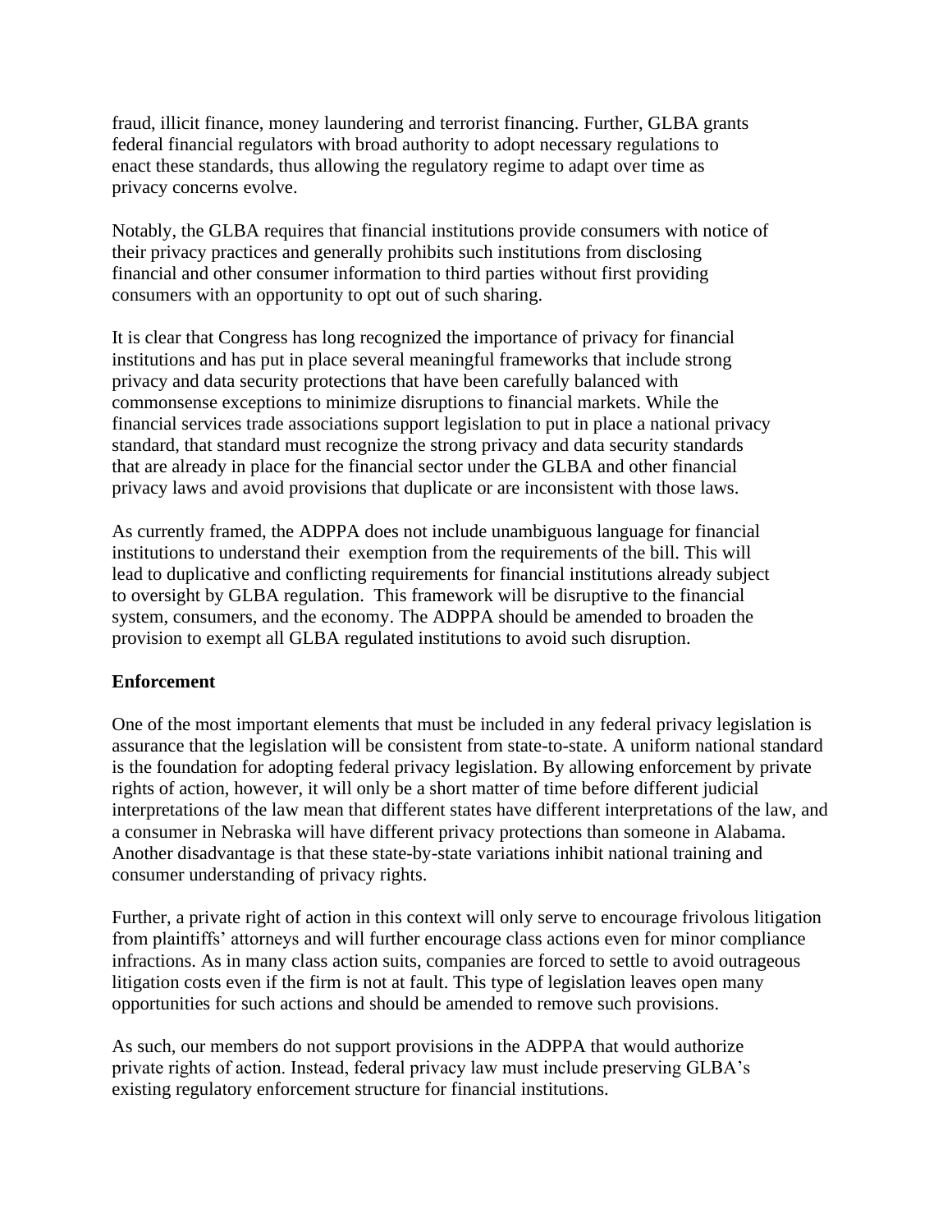fraud, illicit finance, money laundering and terrorist financing. Further, GLBA grants federal financial regulators with broad authority to adopt necessary regulations to enact these standards, thus allowing the regulatory regime to adapt over time as privacy concerns evolve.

Notably, the GLBA requires that financial institutions provide consumers with notice of their privacy practices and generally prohibits such institutions from disclosing financial and other consumer information to third parties without first providing consumers with an opportunity to opt out of such sharing.

It is clear that Congress has long recognized the importance of privacy for financial institutions and has put in place several meaningful frameworks that include strong privacy and data security protections that have been carefully balanced with commonsense exceptions to minimize disruptions to financial markets. While the financial services trade associations support legislation to put in place a national privacy standard, that standard must recognize the strong privacy and data security standards that are already in place for the financial sector under the GLBA and other financial privacy laws and avoid provisions that duplicate or are inconsistent with those laws.

As currently framed, the ADPPA does not include unambiguous language for financial institutions to understand their exemption from the requirements of the bill. This will lead to duplicative and conflicting requirements for financial institutions already subject to oversight by GLBA regulation. This framework will be disruptive to the financial system, consumers, and the economy. The ADPPA should be amended to broaden the provision to exempt all GLBA regulated institutions to avoid such disruption.

**Enforcement**

One of the most important elements that must be included in any federal privacy legislation is assurance that the legislation will be consistent from state-to-state. A uniform national standard is the foundation for adopting federal privacy legislation. By allowing enforcement by private rights of action, however, it will only be a short matter of time before different judicial interpretations of the law mean that different states have different interpretations of the law, and a consumer in Nebraska will have different privacy protections than someone in Alabama. Another disadvantage is that these state-by-state variations inhibit national training and consumer understanding of privacy rights.

Further, a private right of action in this context will only serve to encourage frivolous litigation from plaintiffs' attorneys and will further encourage class actions even for minor compliance infractions. As in many class action suits, companies are forced to settle to avoid outrageous litigation costs even if the firm is not at fault. This type of legislation leaves open many opportunities for such actions and should be amended to remove such provisions.

As such, our members do not support provisions in the ADPPA that would authorize private rights of action. Instead, federal privacy law must include preserving GLBA's existing regulatory enforcement structure for financial institutions.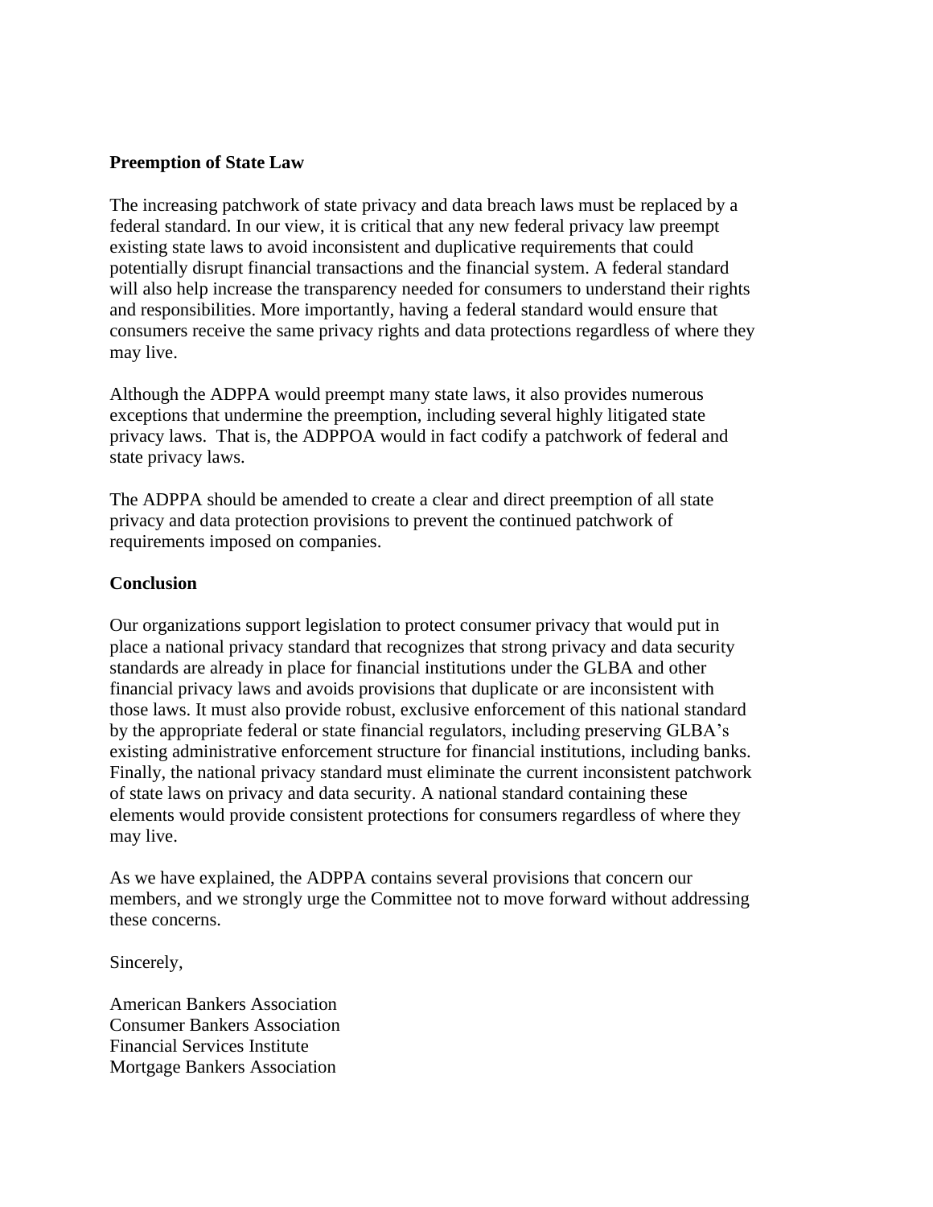**Preemption of State Law**

The increasing patchwork of state privacy and data breach laws must be replaced by a federal standard. In our view, it is critical that any new federal privacy law preempt existing state laws to avoid inconsistent and duplicative requirements that could potentially disrupt financial transactions and the financial system. A federal standard will also help increase the transparency needed for consumers to understand their rights and responsibilities. More importantly, having a federal standard would ensure that consumers receive the same privacy rights and data protections regardless of where they may live.

Although the ADPPA would preempt many state laws, it also provides numerous exceptions that undermine the preemption, including several highly litigated state privacy laws. That is, the ADPPOA would in fact codify a patchwork of federal and state privacy laws.

The ADPPA should be amended to create a clear and direct preemption of all state privacy and data protection provisions to prevent the continued patchwork of requirements imposed on companies.

**Conclusion**

Our organizations support legislation to protect consumer privacy that would put in place a national privacy standard that recognizes that strong privacy and data security standards are already in place for financial institutions under the GLBA and other financial privacy laws and avoids provisions that duplicate or are inconsistent with those laws. It must also provide robust, exclusive enforcement of this national standard by the appropriate federal or state financial regulators, including preserving GLBA's existing administrative enforcement structure for financial institutions, including banks. Finally, the national privacy standard must eliminate the current inconsistent patchwork of state laws on privacy and data security. A national standard containing these elements would provide consistent protections for consumers regardless of where they may live.

As we have explained, the ADPPA contains several provisions that concern our members, and we strongly urge the Committee not to move forward without addressing these concerns.

Sincerely,

American Bankers Association
Consumer Bankers Association
Financial Services Institute
Mortgage Bankers Association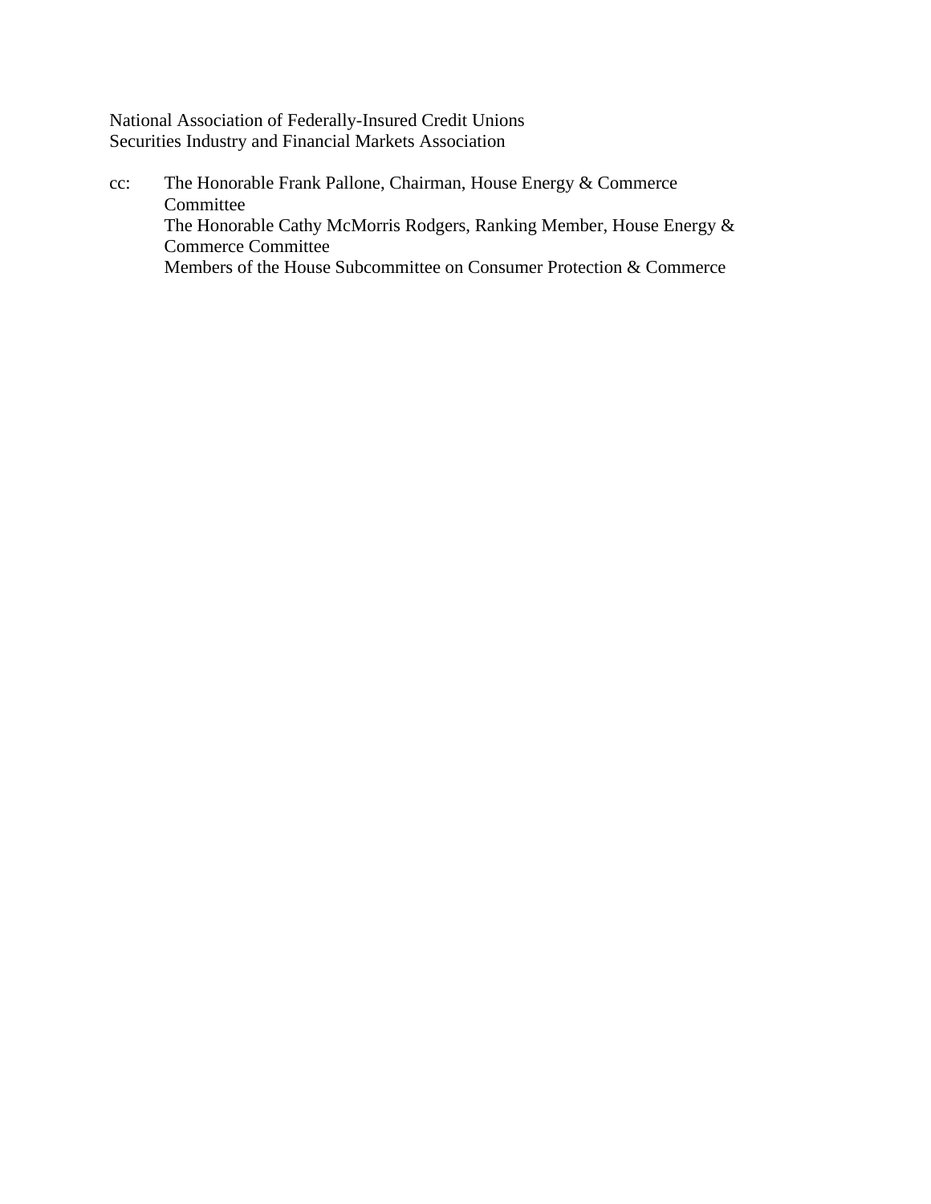National Association of Federally-Insured Credit Unions
Securities Industry and Financial Markets Association

cc: The Honorable Frank Pallone, Chairman, House Energy & Commerce Committee
The Honorable Cathy McMorris Rodgers, Ranking Member, House Energy & Commerce Committee
Members of the House Subcommittee on Consumer Protection & Commerce